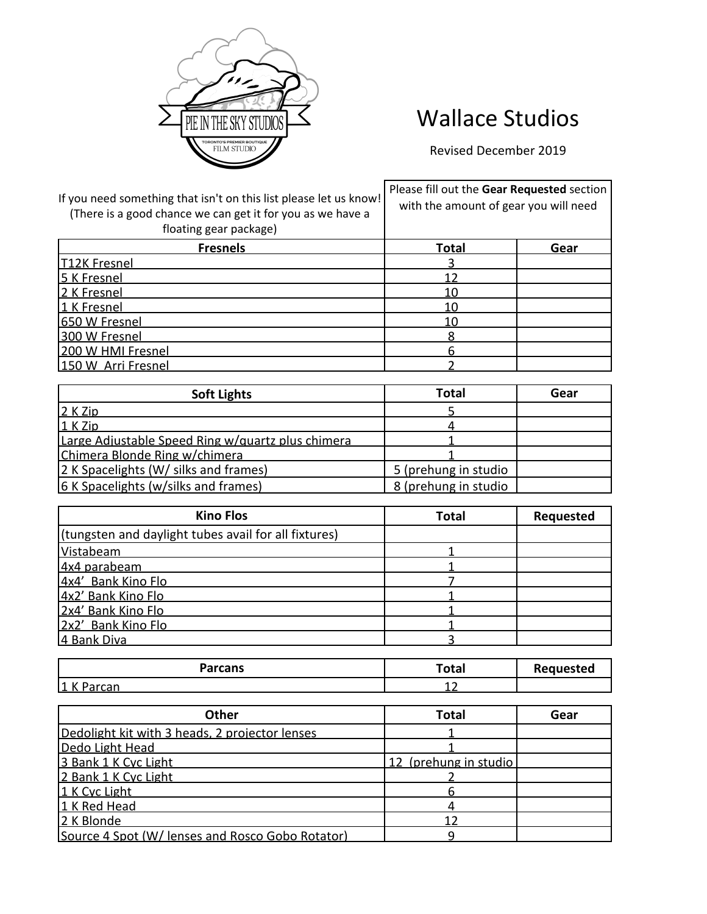# Wallace Studios

Revised December 2019

| If you need something that isn't on this list please let us know! (There is a good chance we can get it for you as we have a floating gear package) | Please fill out the **Gear Requested** section with the amount of gear you will need | |
|---|---|---|

| Fresnels | Total | Gear |
|---|---|---|
| T12K Fresnel | 3 | |
| 5 K Fresnel | 12 | |
| 2 K Fresnel | 10 | |
| 1 K Fresnel | 10 | |
| 650 W Fresnel | 10 | |
| 300 W Fresnel | 8 | |
| 200 W HMI Fresnel | 6 | |
| 150 W Arri Fresnel | 2 | |

| Soft Lights | Total | Gear |
|---|---|---|
| 2 K Zip | 5 | |
| 1 K Zip | 4 | |
| Large Adjustable Speed Ring w/quartz plus chimera | 1 | |
| Chimera Blonde Ring w/chimera | 1 | |
| 2 K Spacelights (W/ silks and frames) | 5 (prehung in studio | |
| 6 K Spacelights (w/silks and frames) | 8 (prehung in studio | |

| Kino Flos | Total | Requested |
|---|---|---|
| (tungsten and daylight tubes avail for all fixtures) | | |
| Vistabeam | 1 | |
| 4x4 parabeam | 1 | |
| 4x4' Bank Kino Flo | 7 | |
| 4x2' Bank Kino Flo | 1 | |
| 2x4' Bank Kino Flo | 1 | |
| 2x2' Bank Kino Flo | 1 | |
| 4 Bank Diva | 3 | |

| Parcans | Total | Requested |
|---|---|---|
| 1 K Parcan | 12 | |

| Other | Total | Gear |
|---|---|---|
| Dedolight kit with 3 heads, 2 projector lenses | 1 | |
| Dedo Light Head | 1 | |
| 3 Bank 1 K Cyc Light | 12 (prehung in studio | |
| 2 Bank 1 K Cyc Light | 2 | |
| 1 K Cyc Light | 6 | |
| 1 K Red Head | 4 | |
| 2 K Blonde | 12 | |
| Source 4 Spot (W/ lenses and Rosco Gobo Rotator) | 9 | |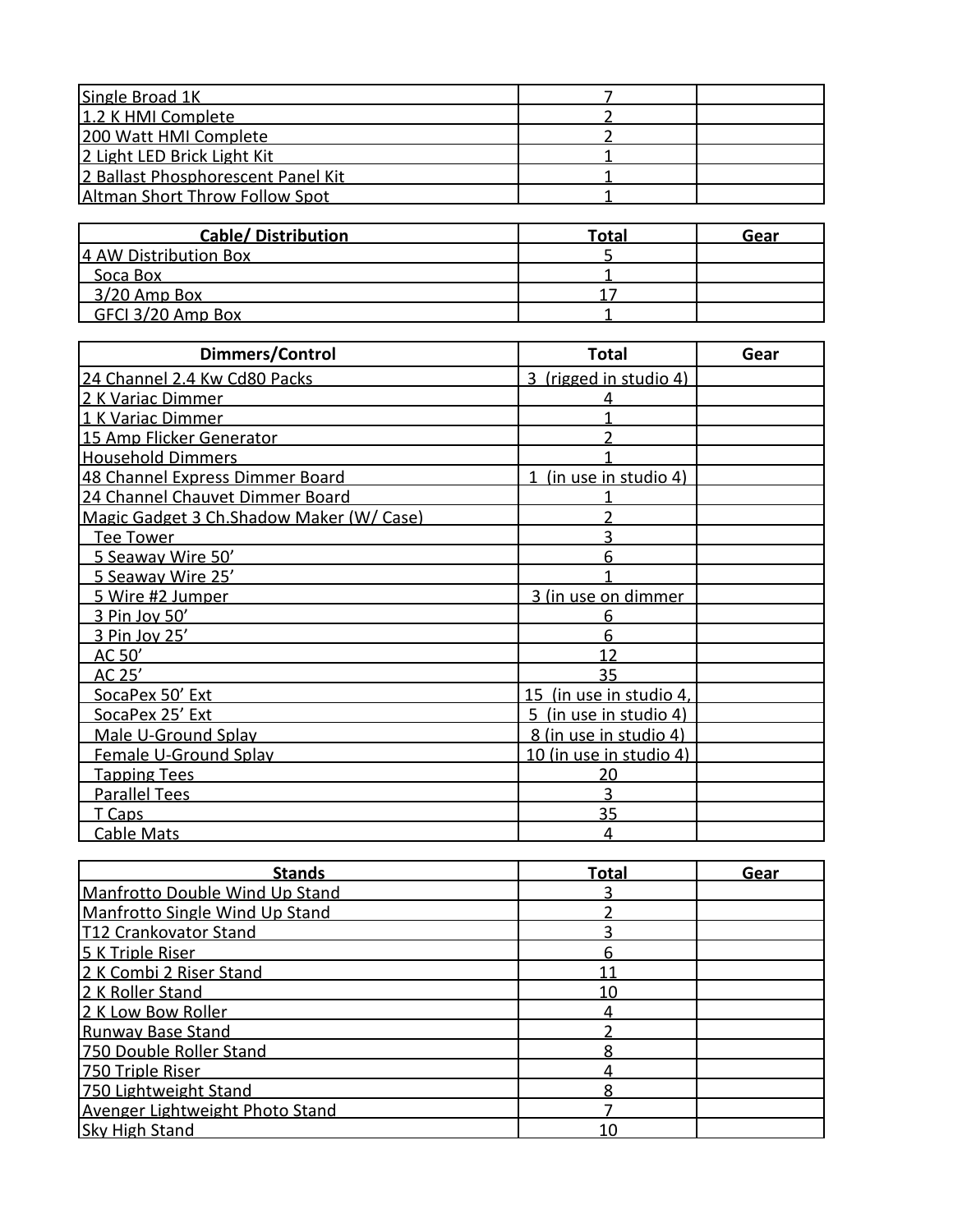| | | |
|---|---|---|
| Single Broad 1K | 7 | |
| 1.2 K HMI Complete | 2 | |
| 200 Watt HMI Complete | 2 | |
| 2 Light LED Brick Light Kit | 1 | |
| 2 Ballast Phosphorescent Panel Kit | 1 | |
| Altman Short Throw Follow Spot | 1 | |

| Cable/ Distribution | Total | Gear |
|---|---|---|
| 4 AW Distribution Box | 5 | |
| Soca Box | 1 | |
| 3/20 Amp Box | 17 | |
| GFCI 3/20 Amp Box | 1 | |

| Dimmers/Control | Total | Gear |
|---|---|---|
| 24 Channel 2.4 Kw Cd80 Packs | 3 (rigged in studio 4) | |
| 2 K Variac Dimmer | 4 | |
| 1 K Variac Dimmer | 1 | |
| 15 Amp Flicker Generator | 2 | |
| Household Dimmers | 1 | |
| 48 Channel Express Dimmer Board | 1 (in use in studio 4) | |
| 24 Channel Chauvet Dimmer Board | 1 | |
| Magic Gadget 3 Ch.Shadow Maker (W/ Case) | 2 | |
| Tee Tower | 3 | |
| 5 Seaway Wire 50’ | 6 | |
| 5 Seaway Wire 25’ | 1 | |
| 5 Wire #2 Jumper | 3 (in use on dimmer | |
| 3 Pin Joy 50’ | 6 | |
| 3 Pin Joy 25’ | 6 | |
| AC 50’ | 12 | |
| AC 25’ | 35 | |
| SocaPex 50’ Ext | 15 (in use in studio 4, | |
| SocaPex 25’ Ext | 5 (in use in studio 4) | |
| Male U-Ground Splay | 8 (in use in studio 4) | |
| Female U-Ground Splay | 10 (in use in studio 4) | |
| Tapping Tees | 20 | |
| Parallel Tees | 3 | |
| T Caps | 35 | |
| Cable Mats | 4 | |

| Stands | Total | Gear |
|---|---|---|
| Manfrotto Double Wind Up Stand | 3 | |
| Manfrotto Single Wind Up Stand | 2 | |
| T12 Crankovator Stand | 3 | |
| 5 K Triple Riser | 6 | |
| 2 K Combi 2 Riser Stand | 11 | |
| 2 K Roller Stand | 10 | |
| 2 K Low Bow Roller | 4 | |
| Runway Base Stand | 2 | |
| 750 Double Roller Stand | 8 | |
| 750 Triple Riser | 4 | |
| 750 Lightweight Stand | 8 | |
| Avenger Lightweight Photo Stand | 7 | |
| Sky High Stand | 10 | |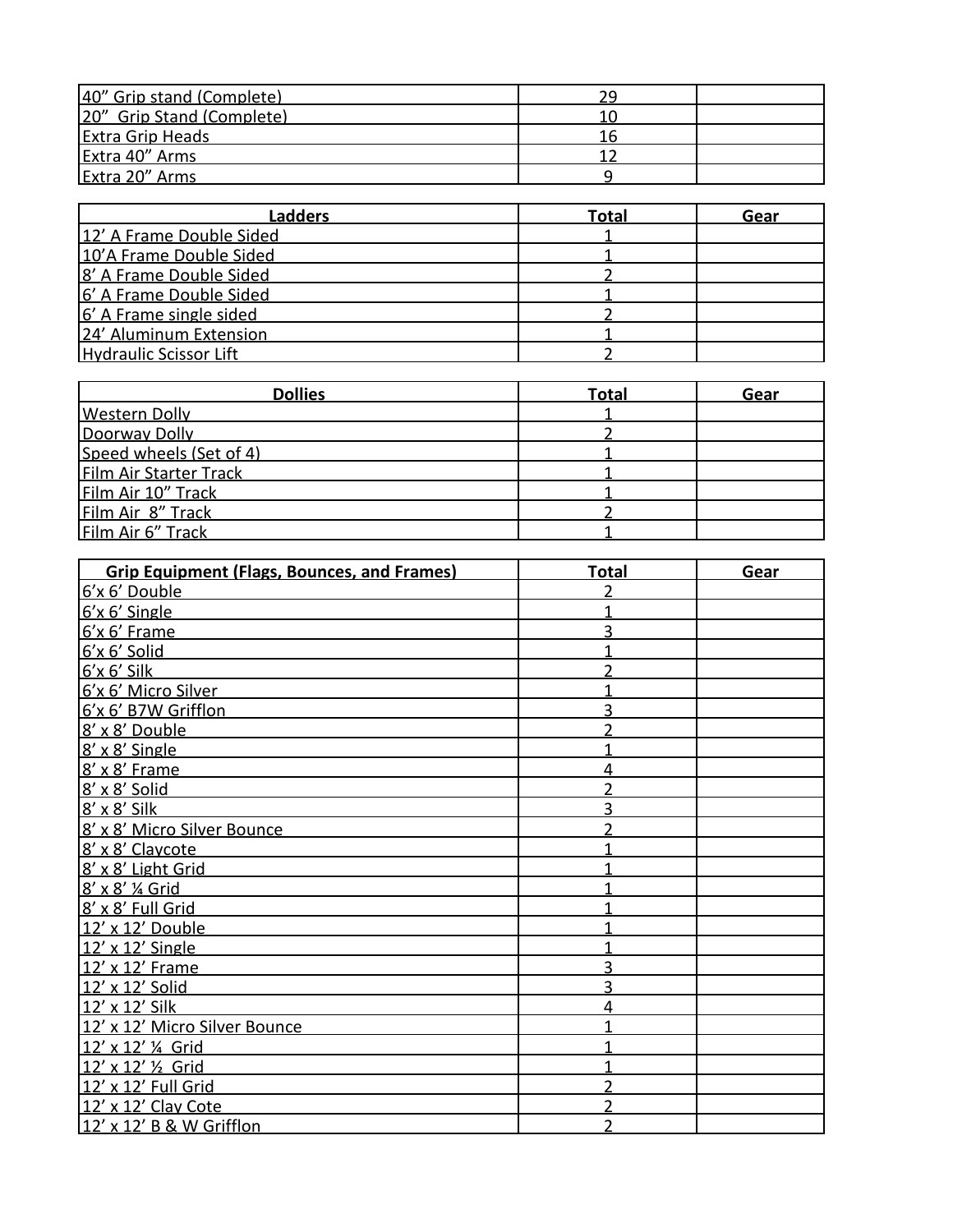| | | |
|---|---|---|
| 40” Grip stand (Complete) | 29 | |
| 20” Grip Stand (Complete) | 10 | |
| Extra Grip Heads | 16 | |
| Extra 40” Arms | 12 | |
| Extra 20” Arms | 9 | |

| Ladders | Total | Gear |
|---|---|---|
| 12’ A Frame Double Sided | 1 | |
| 10’A Frame Double Sided | 1 | |
| 8’ A Frame Double Sided | 2 | |
| 6’ A Frame Double Sided | 1 | |
| 6’ A Frame single sided | 2 | |
| 24’ Aluminum Extension | 1 | |
| Hydraulic Scissor Lift | 2 | |

| Dollies | Total | Gear |
|---|---|---|
| Western Dolly | 1 | |
| Doorway Dolly | 2 | |
| Speed wheels (Set of 4) | 1 | |
| Film Air Starter Track | 1 | |
| Film Air 10” Track | 1 | |
| Film Air 8” Track | 2 | |
| Film Air 6” Track | 1 | |

| Grip Equipment (Flags, Bounces, and Frames) | Total | Gear |
|---|---|---|
| 6’x 6’ Double | 2 | |
| 6’x 6’ Single | 1 | |
| 6’x 6’ Frame | 3 | |
| 6’x 6’ Solid | 1 | |
| 6’x 6’ Silk | 2 | |
| 6’x 6’ Micro Silver | 1 | |
| 6’x 6’ B7W Grifflon | 3 | |
| 8’ x 8’ Double | 2 | |
| 8’ x 8’ Single | 1 | |
| 8’ x 8’ Frame | 4 | |
| 8’ x 8’ Solid | 2 | |
| 8’ x 8’ Silk | 3 | |
| 8’ x 8’ Micro Silver Bounce | 2 | |
| 8’ x 8’ Claycote | 1 | |
| 8’ x 8’ Light Grid | 1 | |
| 8’ x 8’ ¼ Grid | 1 | |
| 8’ x 8’ Full Grid | 1 | |
| 12’ x 12’ Double | 1 | |
| 12’ x 12’ Single | 1 | |
| 12’ x 12’ Frame | 3 | |
| 12’ x 12’ Solid | 3 | |
| 12’ x 12’ Silk | 4 | |
| 12’ x 12’ Micro Silver Bounce | 1 | |
| 12’ x 12’ ¼ Grid | 1 | |
| 12’ x 12’ ½ Grid | 1 | |
| 12’ x 12’ Full Grid | 2 | |
| 12’ x 12’ Clay Cote | 2 | |
| 12’ x 12’ B & W Grifflon | 2 | |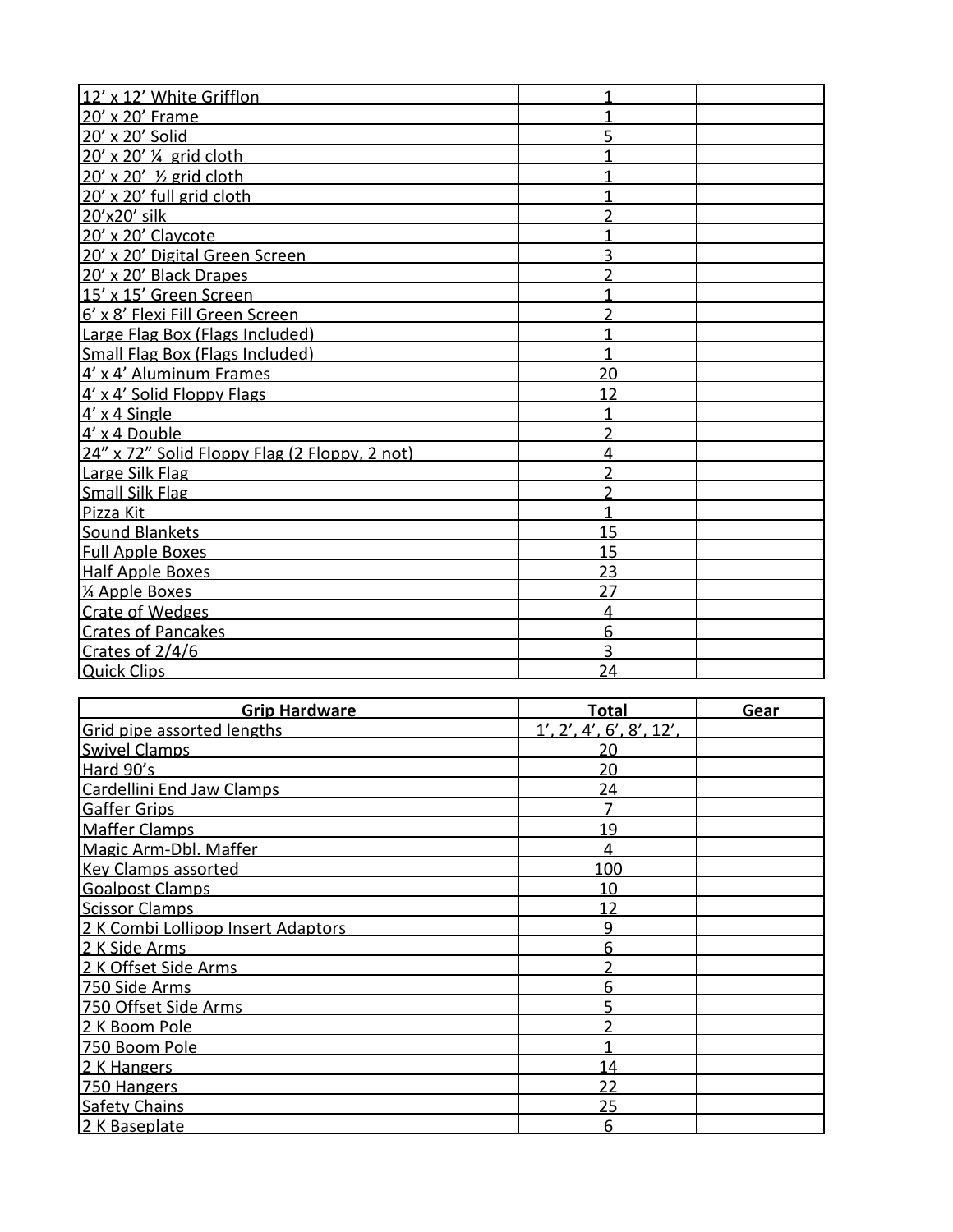| | | |
|---|---|---|
| 12’ x 12’ White Grifflon | 1 | |
| 20’ x 20’ Frame | 1 | |
| 20’ x 20’ Solid | 5 | |
| 20’ x 20’ ¼ grid cloth | 1 | |
| 20’ x 20’ ½ grid cloth | 1 | |
| 20’ x 20’ full grid cloth | 1 | |
| 20’x20’ silk | 2 | |
| 20’ x 20’ Claycote | 1 | |
| 20’ x 20’ Digital Green Screen | 3 | |
| 20’ x 20’ Black Drapes | 2 | |
| 15’ x 15’ Green Screen | 1 | |
| 6’ x 8’ Flexi Fill Green Screen | 2 | |
| Large Flag Box (Flags Included) | 1 | |
| Small Flag Box (Flags Included) | 1 | |
| 4’ x 4’ Aluminum Frames | 20 | |
| 4’ x 4’ Solid Floppy Flags | 12 | |
| 4’ x 4 Single | 1 | |
| 4’ x 4 Double | 2 | |
| 24” x 72” Solid Floppy Flag (2 Floppy, 2 not) | 4 | |
| Large Silk Flag | 2 | |
| Small Silk Flag | 2 | |
| Pizza Kit | 1 | |
| Sound Blankets | 15 | |
| Full Apple Boxes | 15 | |
| Half Apple Boxes | 23 | |
| ¼ Apple Boxes | 27 | |
| Crate of Wedges | 4 | |
| Crates of Pancakes | 6 | |
| Crates of 2/4/6 | 3 | |
| Quick Clips | 24 | |

| Grip Hardware | Total | Gear |
|---|---|---|
| Grid pipe assorted lengths | 1’, 2’, 4’, 6’, 8’, 12’, | |
| Swivel Clamps | 20 | |
| Hard 90’s | 20 | |
| Cardellini End Jaw Clamps | 24 | |
| Gaffer Grips | 7 | |
| Maffer Clamps | 19 | |
| Magic Arm-Dbl. Maffer | 4 | |
| Key Clamps assorted | 100 | |
| Goalpost Clamps | 10 | |
| Scissor Clamps | 12 | |
| 2 K Combi Lollipop Insert Adaptors | 9 | |
| 2 K Side Arms | 6 | |
| 2 K Offset Side Arms | 2 | |
| 750 Side Arms | 6 | |
| 750 Offset Side Arms | 5 | |
| 2 K Boom Pole | 2 | |
| 750 Boom Pole | 1 | |
| 2 K Hangers | 14 | |
| 750 Hangers | 22 | |
| Safety Chains | 25 | |
| 2 K Baseplate | 6 | |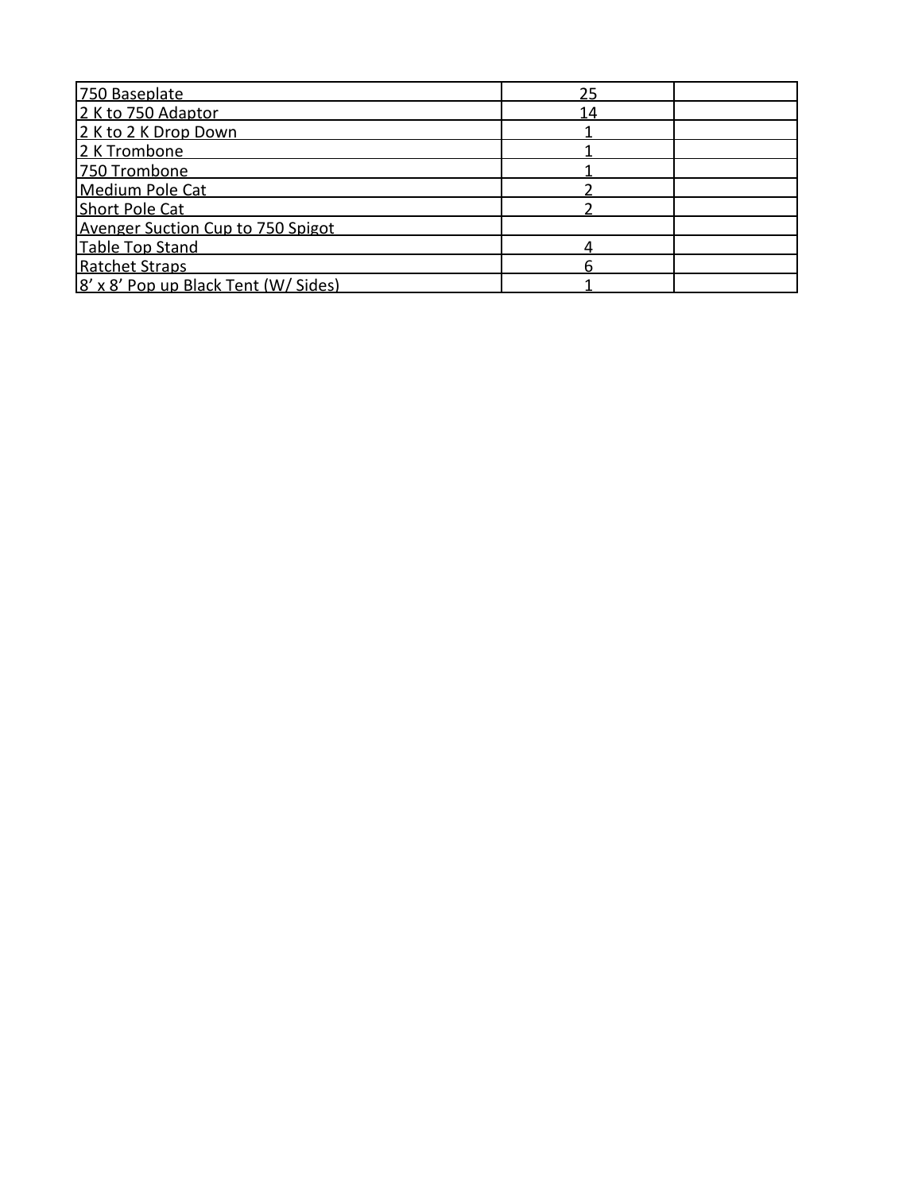| | | |
|---|---|---|
| 750 Baseplate | 25 | |
| 2 K to 750 Adaptor | 14 | |
| 2 K to 2 K Drop Down | 1 | |
| 2 K Trombone | 1 | |
| 750 Trombone | 1 | |
| Medium Pole Cat | 2 | |
| Short Pole Cat | 2 | |
| Avenger Suction Cup to 750 Spigot | | |
| Table Top Stand | 4 | |
| Ratchet Straps | 6 | |
| 8’ x 8’ Pop up Black Tent (W/ Sides) | 1 | |